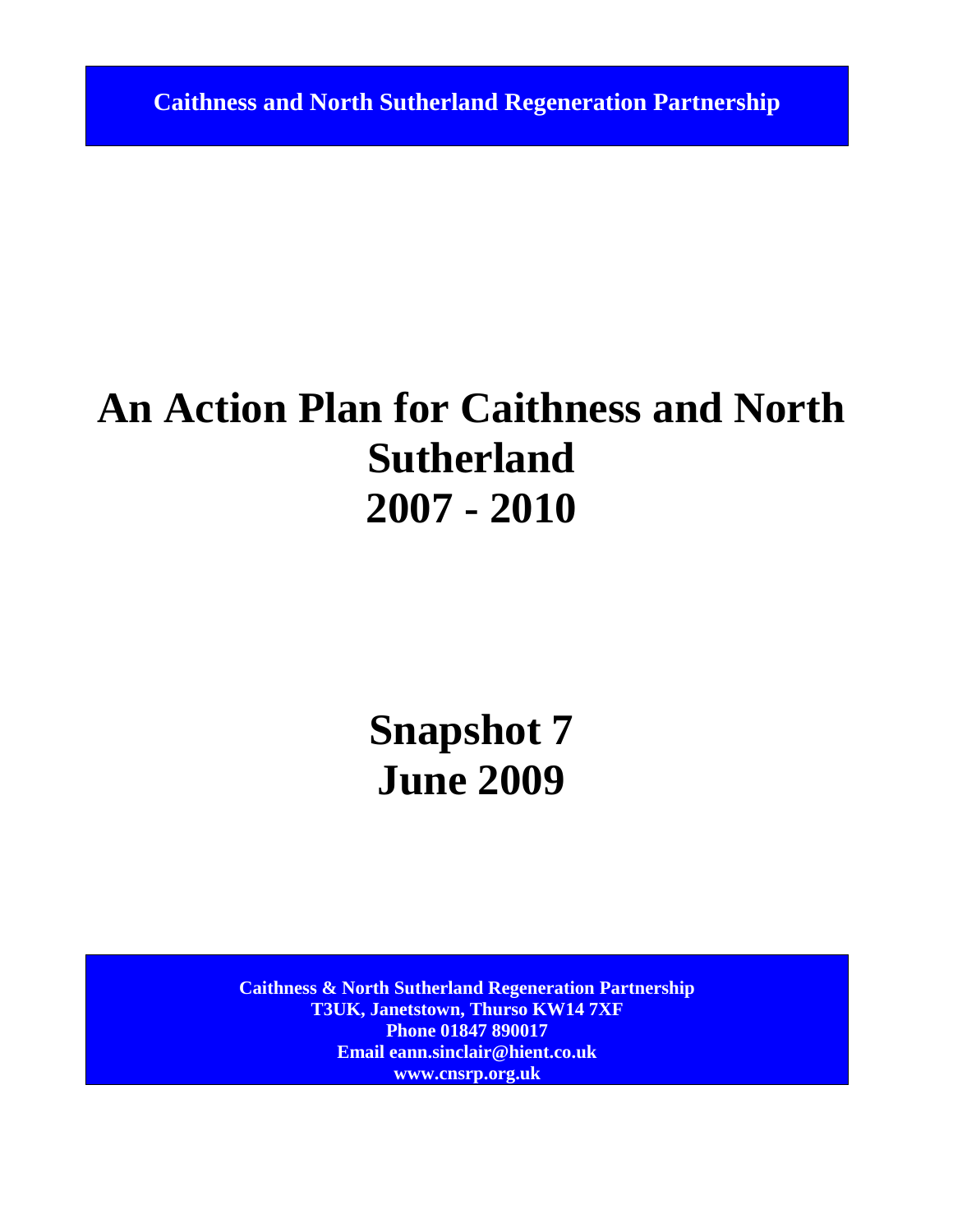**Caithness and North Sutherland Regeneration Partnership**

# An Action Plan for Caithness and North Sutherland 2007 - 2010

## Snapshot 7
## June 2009

**Caithness & North Sutherland Regeneration Partnership**
**T3UK, Janetstown, Thurso KW14 7XF**
**Phone 01847 890017**
**Email eann.sinclair@hient.co.uk**
**www.cnsrp.org.uk**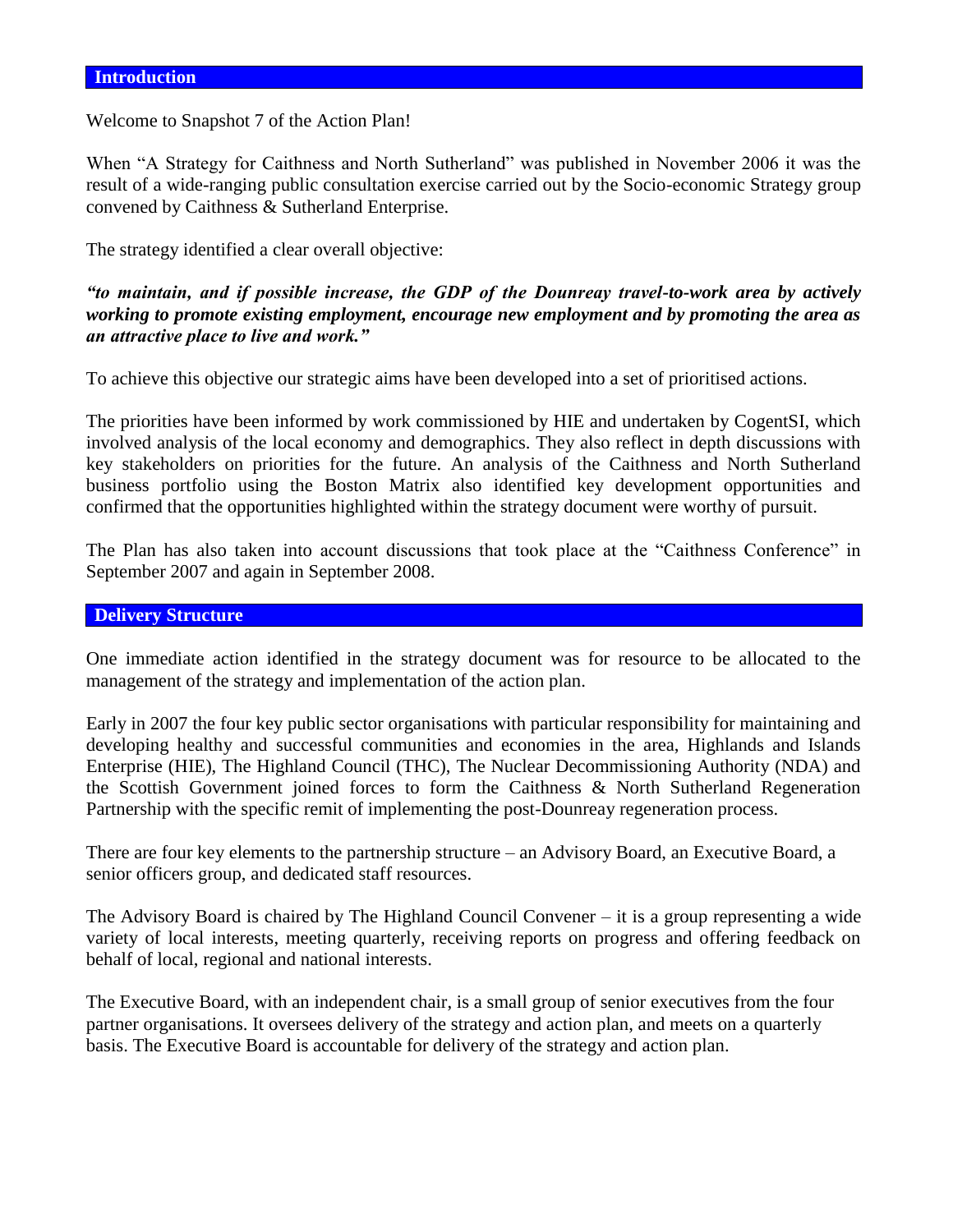## Introduction

Welcome to Snapshot 7 of the Action Plan!

When "A Strategy for Caithness and North Sutherland" was published in November 2006 it was the result of a wide-ranging public consultation exercise carried out by the Socio-economic Strategy group convened by Caithness & Sutherland Enterprise.

The strategy identified a clear overall objective:

***"to maintain, and if possible increase, the GDP of the Dounreay travel-to-work area by actively working to promote existing employment, encourage new employment and by promoting the area as an attractive place to live and work."***

To achieve this objective our strategic aims have been developed into a set of prioritised actions.

The priorities have been informed by work commissioned by HIE and undertaken by CogentSI, which involved analysis of the local economy and demographics. They also reflect in depth discussions with key stakeholders on priorities for the future. An analysis of the Caithness and North Sutherland business portfolio using the Boston Matrix also identified key development opportunities and confirmed that the opportunities highlighted within the strategy document were worthy of pursuit.

The Plan has also taken into account discussions that took place at the "Caithness Conference" in September 2007 and again in September 2008.

## Delivery Structure

One immediate action identified in the strategy document was for resource to be allocated to the management of the strategy and implementation of the action plan.

Early in 2007 the four key public sector organisations with particular responsibility for maintaining and developing healthy and successful communities and economies in the area, Highlands and Islands Enterprise (HIE), The Highland Council (THC), The Nuclear Decommissioning Authority (NDA) and the Scottish Government joined forces to form the Caithness & North Sutherland Regeneration Partnership with the specific remit of implementing the post-Dounreay regeneration process.

There are four key elements to the partnership structure – an Advisory Board, an Executive Board, a senior officers group, and dedicated staff resources.

The Advisory Board is chaired by The Highland Council Convener – it is a group representing a wide variety of local interests, meeting quarterly, receiving reports on progress and offering feedback on behalf of local, regional and national interests.

The Executive Board, with an independent chair, is a small group of senior executives from the four partner organisations. It oversees delivery of the strategy and action plan, and meets on a quarterly basis. The Executive Board is accountable for delivery of the strategy and action plan.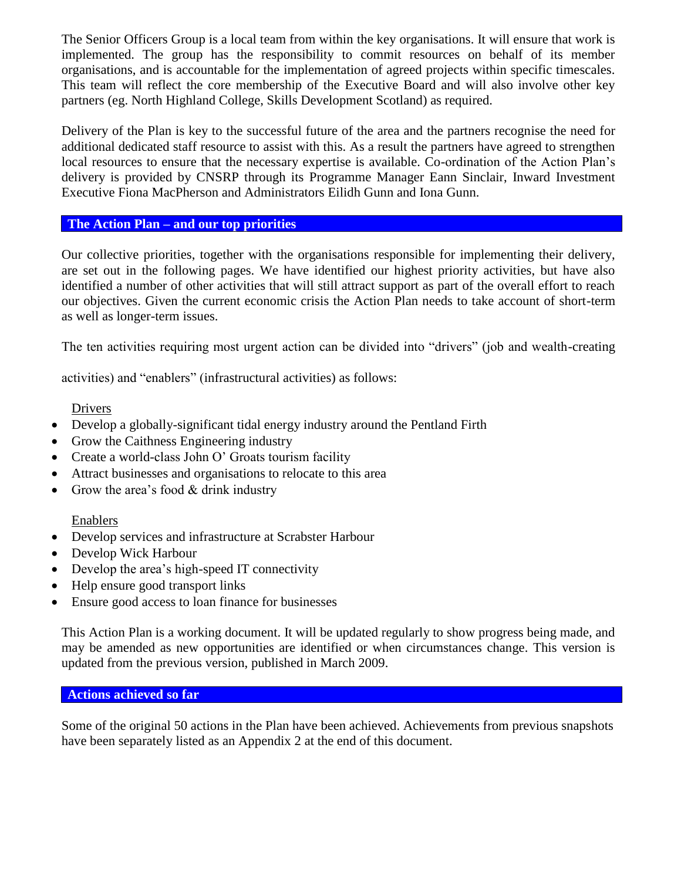The Senior Officers Group is a local team from within the key organisations. It will ensure that work is implemented. The group has the responsibility to commit resources on behalf of its member organisations, and is accountable for the implementation of agreed projects within specific timescales. This team will reflect the core membership of the Executive Board and will also involve other key partners (eg. North Highland College, Skills Development Scotland) as required.

Delivery of the Plan is key to the successful future of the area and the partners recognise the need for additional dedicated staff resource to assist with this. As a result the partners have agreed to strengthen local resources to ensure that the necessary expertise is available. Co-ordination of the Action Plan's delivery is provided by CNSRP through its Programme Manager Eann Sinclair, Inward Investment Executive Fiona MacPherson and Administrators Eilidh Gunn and Iona Gunn.

## The Action Plan – and our top priorities

Our collective priorities, together with the organisations responsible for implementing their delivery, are set out in the following pages. We have identified our highest priority activities, but have also identified a number of other activities that will still attract support as part of the overall effort to reach our objectives. Given the current economic crisis the Action Plan needs to take account of short-term as well as longer-term issues.

The ten activities requiring most urgent action can be divided into "drivers" (job and wealth-creating activities) and "enablers" (infrastructural activities) as follows:

Drivers

- Develop a globally-significant tidal energy industry around the Pentland Firth
- Grow the Caithness Engineering industry
- Create a world-class John O' Groats tourism facility
- Attract businesses and organisations to relocate to this area
- Grow the area's food & drink industry

Enablers

- Develop services and infrastructure at Scrabster Harbour
- Develop Wick Harbour
- Develop the area's high-speed IT connectivity
- Help ensure good transport links
- Ensure good access to loan finance for businesses

This Action Plan is a working document. It will be updated regularly to show progress being made, and may be amended as new opportunities are identified or when circumstances change. This version is updated from the previous version, published in March 2009.

## Actions achieved so far

Some of the original 50 actions in the Plan have been achieved. Achievements from previous snapshots have been separately listed as an Appendix 2 at the end of this document.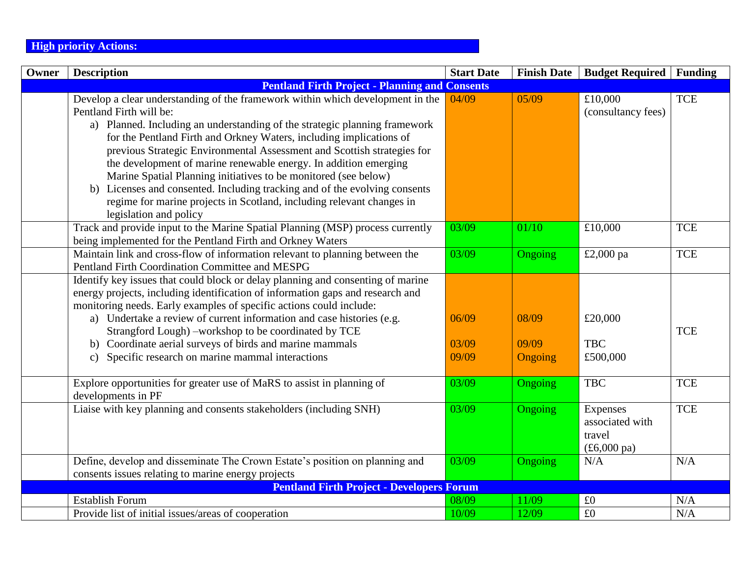**High priority Actions:**

| Owner | Description | Start Date | Finish Date | Budget Required | Funding |
|---|---|---|---|---|---|
| **Pentland Firth Project - Planning and Consents** | | | | | |
| | Develop a clear understanding of the framework within which development in the Pentland Firth will be:<br>a) Planned. Including an understanding of the strategic planning framework for the Pentland Firth and Orkney Waters, including implications of previous Strategic Environmental Assessment and Scottish strategies for the development of marine renewable energy. In addition emerging Marine Spatial Planning initiatives to be monitored (see below)<br>b) Licenses and consented. Including tracking and of the evolving consents regime for marine projects in Scotland, including relevant changes in legislation and policy | 04/09 | 05/09 | £10,000 (consultancy fees) | TCE |
| | Track and provide input to the Marine Spatial Planning (MSP) process currently being implemented for the Pentland Firth and Orkney Waters | 03/09 | 01/10 | £10,000 | TCE |
| | Maintain link and cross-flow of information relevant to planning between the Pentland Firth Coordination Committee and MESPG | 03/09 | Ongoing | £2,000 pa | TCE |
| | Identify key issues that could block or delay planning and consenting of marine energy projects, including identification of information gaps and research and monitoring needs. Early examples of specific actions could include:<br>a) Undertake a review of current information and case histories (e.g. Strangford Lough) –workshop to be coordinated by TCE<br>b) Coordinate aerial surveys of birds and marine mammals<br>c) Specific research on marine mammal interactions | 06/09<br>03/09<br>09/09 | 08/09<br>09/09<br>Ongoing | £20,000<br>TBC<br>£500,000 | TCE |
| | Explore opportunities for greater use of MaRS to assist in planning of developments in PF | 03/09 | Ongoing | TBC | TCE |
| | Liaise with key planning and consents stakeholders (including SNH) | 03/09 | Ongoing | Expenses associated with travel (£6,000 pa) | TCE |
| | Define, develop and disseminate The Crown Estate's position on planning and consents issues relating to marine energy projects | 03/09 | Ongoing | N/A | N/A |
| **Pentland Firth Project - Developers Forum** | | | | | |
| | Establish Forum | 08/09 | 11/09 | £0 | N/A |
| | Provide list of initial issues/areas of cooperation | 10/09 | 12/09 | £0 | N/A |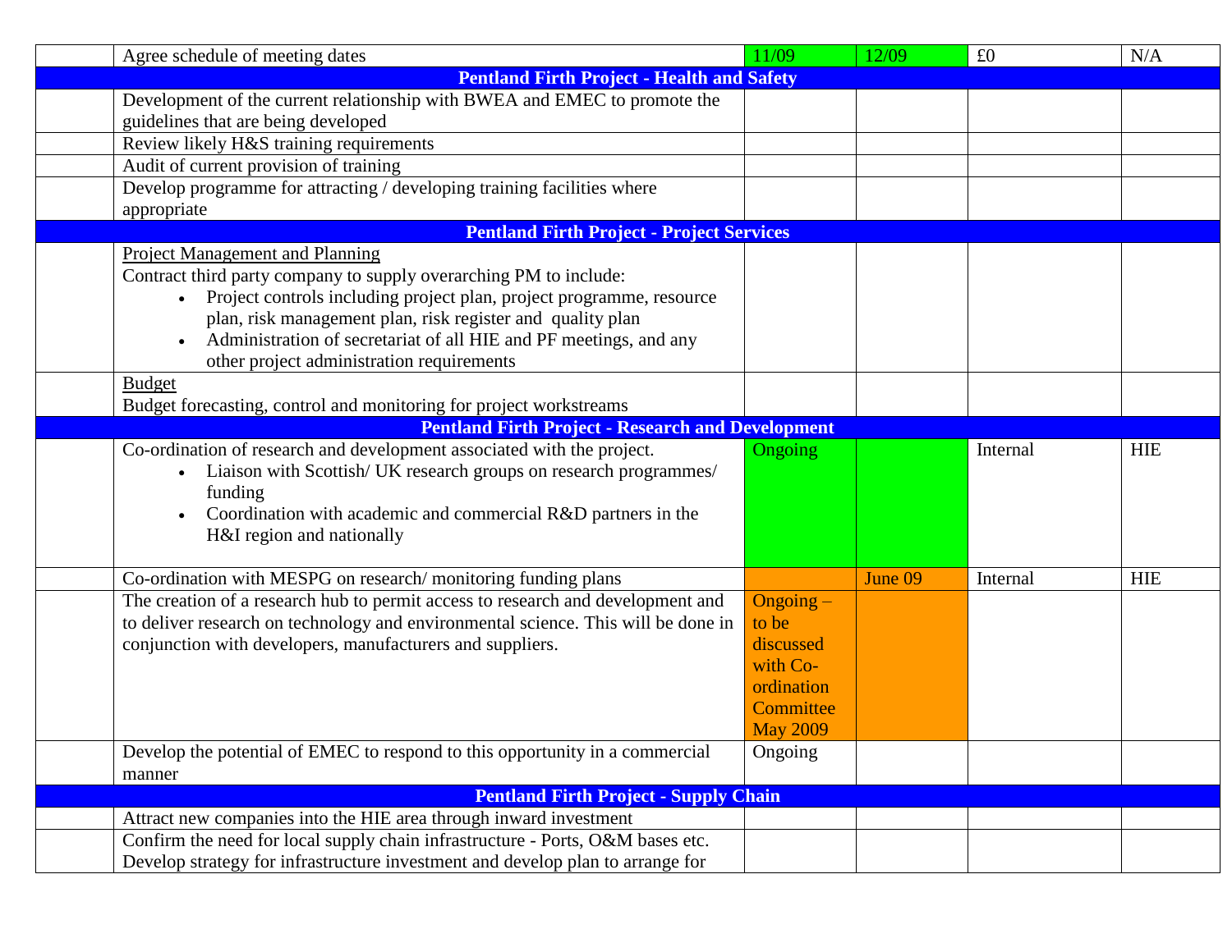| | | | | | |
|---|---|---|---|---|---|
| | Agree schedule of meeting dates | 11/09 | 12/09 | £0 | N/A |
| **Pentland Firth Project - Health and Safety** | | | | | |
| | Development of the current relationship with BWEA and EMEC to promote the guidelines that are being developed | | | | |
| | Review likely H&S training requirements | | | | |
| | Audit of current provision of training | | | | |
| | Develop programme for attracting / developing training facilities where appropriate | | | | |
| **Pentland Firth Project - Project Services** | | | | | |
| | Project Management and Planning<br>Contract third party company to supply overarching PM to include:<br>• Project controls including project plan, project programme, resource plan, risk management plan, risk register and quality plan<br>• Administration of secretariat of all HIE and PF meetings, and any other project administration requirements | | | | |
| | Budget<br>Budget forecasting, control and monitoring for project workstreams | | | | |
| **Pentland Firth Project - Research and Development** | | | | | |
| | Co-ordination of research and development associated with the project.<br>• Liaison with Scottish/ UK research groups on research programmes/ funding<br>• Coordination with academic and commercial R&D partners in the H&I region and nationally | Ongoing | | Internal | HIE |
| | Co-ordination with MESPG on research/ monitoring funding plans | | June 09 | Internal | HIE |
| | The creation of a research hub to permit access to research and development and to deliver research on technology and environmental science. This will be done in conjunction with developers, manufacturers and suppliers. | Ongoing – to be discussed with Co-ordination Committee May 2009 | | | |
| | Develop the potential of EMEC to respond to this opportunity in a commercial manner | Ongoing | | | |
| **Pentland Firth Project - Supply Chain** | | | | | |
| | Attract new companies into the HIE area through inward investment | | | | |
| | Confirm the need for local supply chain infrastructure - Ports, O&M bases etc. Develop strategy for infrastructure investment and develop plan to arrange for | | | | |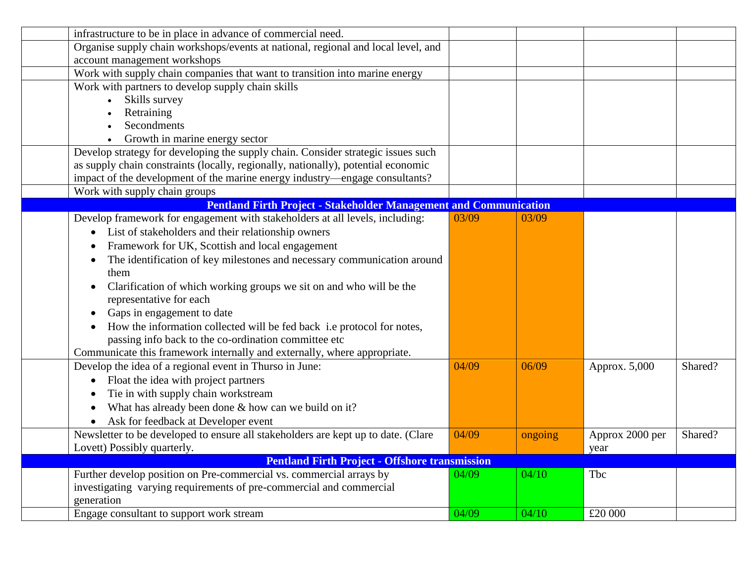|  |  |  |  |  |  |
|---|---|---|---|---|---|
|  | infrastructure to be in place in advance of commercial need. |  |  |  |  |
|  | Organise supply chain workshops/events at national, regional and local level, and account management workshops |  |  |  |  |
|  | Work with supply chain companies that want to transition into marine energy |  |  |  |  |
|  | Work with partners to develop supply chain skills<br>• Skills survey<br>• Retraining<br>• Secondments<br>• Growth in marine energy sector |  |  |  |  |
|  | Develop strategy for developing the supply chain. Consider strategic issues such as supply chain constraints (locally, regionally, nationally), potential economic impact of the development of the marine energy industry—engage consultants? |  |  |  |  |
|  | Work with supply chain groups |  |  |  |  |
| **Pentland Firth Project - Stakeholder Management and Communication** | | | | | |
|  | Develop framework for engagement with stakeholders at all levels, including:<br>• List of stakeholders and their relationship owners<br>• Framework for UK, Scottish and local engagement<br>• The identification of key milestones and necessary communication around them<br>• Clarification of which working groups we sit on and who will be the representative for each<br>• Gaps in engagement to date<br>• How the information collected will be fed back i.e protocol for notes, passing info back to the co-ordination committee etc<br>Communicate this framework internally and externally, where appropriate. | 03/09 | 03/09 |  |  |
|  | Develop the idea of a regional event in Thurso in June:<br>• Float the idea with project partners<br>• Tie in with supply chain workstream<br>• What has already been done & how can we build on it?<br>• Ask for feedback at Developer event | 04/09 | 06/09 | Approx. 5,000 | Shared? |
|  | Newsletter to be developed to ensure all stakeholders are kept up to date. (Clare Lovett) Possibly quarterly. | 04/09 | ongoing | Approx 2000 per year | Shared? |
| **Pentland Firth Project - Offshore transmission** | | | | | |
|  | Further develop position on Pre-commercial vs. commercial arrays by investigating varying requirements of pre-commercial and commercial generation | 04/09 | 04/10 | Tbc |  |
|  | Engage consultant to support work stream | 04/09 | 04/10 | £20 000 |  |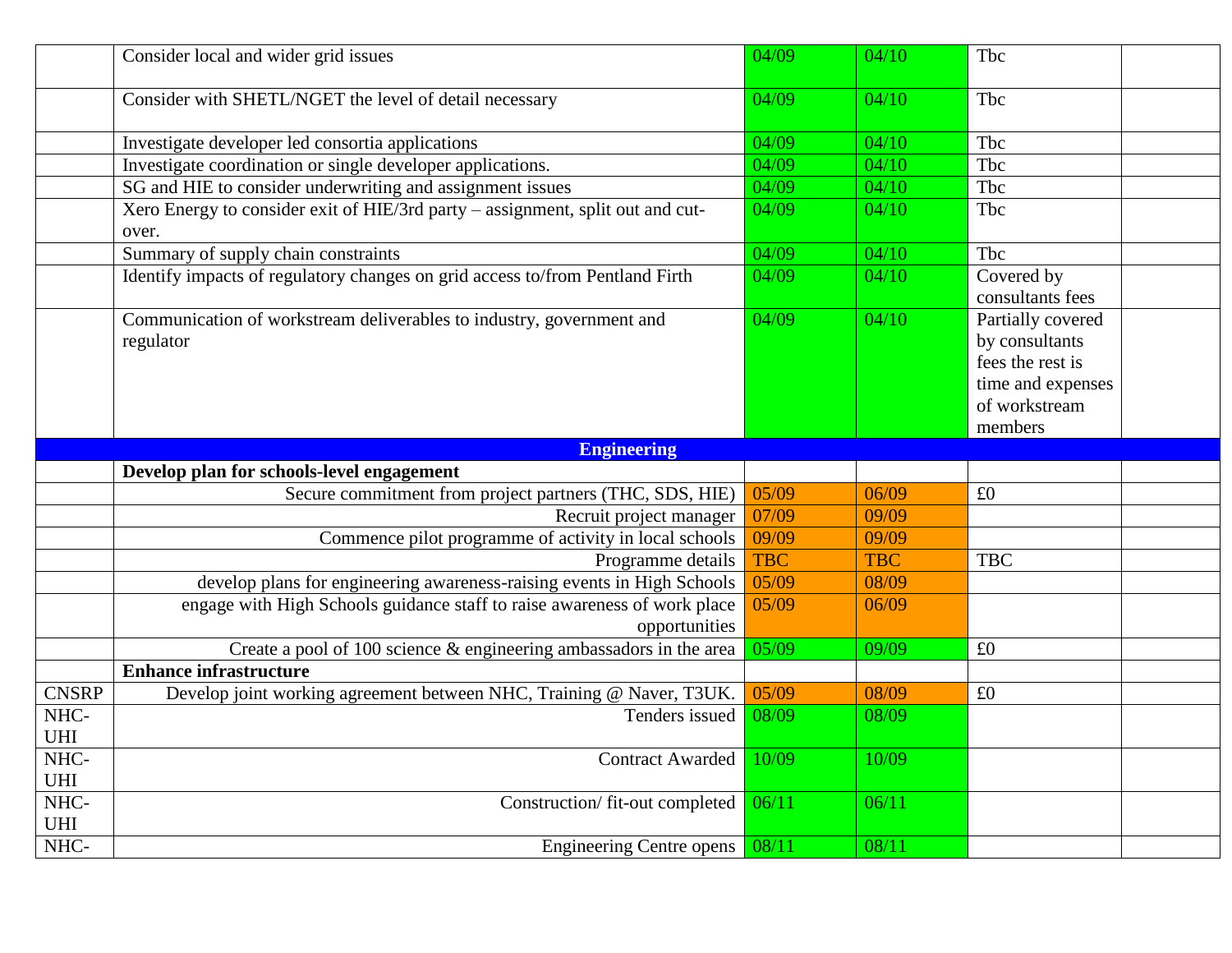| | | | | | |
|---|---|---|---|---|---|
| | Consider local and wider grid issues | 04/09 | 04/10 | Tbc | |
| | Consider with SHETL/NGET the level of detail necessary | 04/09 | 04/10 | Tbc | |
| | Investigate developer led consortia applications | 04/09 | 04/10 | Tbc | |
| | Investigate coordination or single developer applications. | 04/09 | 04/10 | Tbc | |
| | SG and HIE to consider underwriting and assignment issues | 04/09 | 04/10 | Tbc | |
| | Xero Energy to consider exit of HIE/3rd party – assignment, split out and cut-over. | 04/09 | 04/10 | Tbc | |
| | Summary of supply chain constraints | 04/09 | 04/10 | Tbc | |
| | Identify impacts of regulatory changes on grid access to/from Pentland Firth | 04/09 | 04/10 | Covered by consultants fees | |
| | Communication of workstream deliverables to industry, government and regulator | 04/09 | 04/10 | Partially covered by consultants fees the rest is time and expenses of workstream members | |
| | **Engineering** | | | | |
| | **Develop plan for schools-level engagement** | | | | |
| | Secure commitment from project partners (THC, SDS, HIE) | 05/09 | 06/09 | £0 | |
| | Recruit project manager | 07/09 | 09/09 | | |
| | Commence pilot programme of activity in local schools | 09/09 | 09/09 | | |
| | Programme details | TBC | TBC | TBC | |
| | develop plans for engineering awareness-raising events in High Schools | 05/09 | 08/09 | | |
| | engage with High Schools guidance staff to raise awareness of work place opportunities | 05/09 | 06/09 | | |
| | Create a pool of 100 science & engineering ambassadors in the area | 05/09 | 09/09 | £0 | |
| | **Enhance infrastructure** | | | | |
| CNSRP | Develop joint working agreement between NHC, Training @ Naver, T3UK. | 05/09 | 08/09 | £0 | |
| NHC-UHI | Tenders issued | 08/09 | 08/09 | | |
| NHC-UHI | Contract Awarded | 10/09 | 10/09 | | |
| NHC-UHI | Construction/ fit-out completed | 06/11 | 06/11 | | |
| NHC- | Engineering Centre opens | 08/11 | 08/11 | | |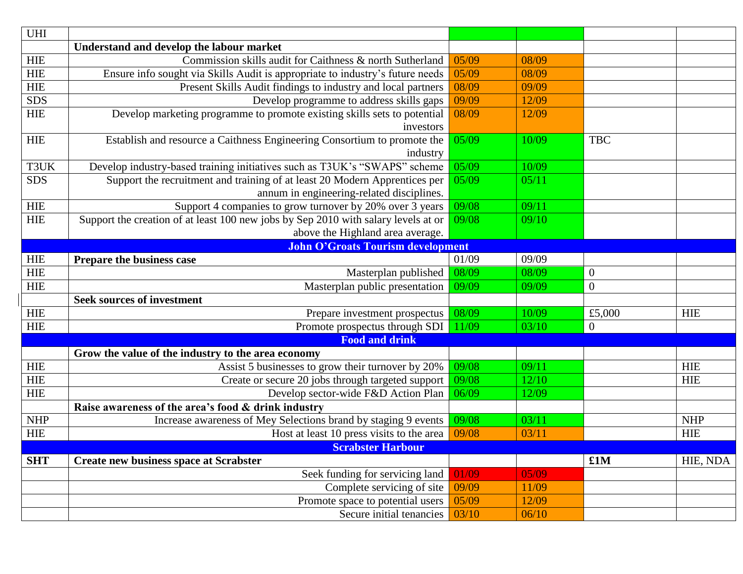| | | | | | |
|---|---|---|---|---|---|
| UHI | | | | | |
| | **Understand and develop the labour market** | | | | |
| HIE | Commission skills audit for Caithness & north Sutherland | 05/09 | 08/09 | | |
| HIE | Ensure info sought via Skills Audit is appropriate to industry's future needs | 05/09 | 08/09 | | |
| HIE | Present Skills Audit findings to industry and local partners | 08/09 | 09/09 | | |
| SDS | Develop programme to address skills gaps | 09/09 | 12/09 | | |
| HIE | Develop marketing programme to promote existing skills sets to potential investors | 08/09 | 12/09 | | |
| HIE | Establish and resource a Caithness Engineering Consortium to promote the industry | 05/09 | 10/09 | TBC | |
| T3UK | Develop industry-based training initiatives such as T3UK's "SWAPS" scheme | 05/09 | 10/09 | | |
| SDS | Support the recruitment and training of at least 20 Modern Apprentices per annum in engineering-related disciplines. | 05/09 | 05/11 | | |
| HIE | Support 4 companies to grow turnover by 20% over 3 years | 09/08 | 09/11 | | |
| HIE | Support the creation of at least 100 new jobs by Sep 2010 with salary levels at or above the Highland area average. | 09/08 | 09/10 | | |
| | **John O'Groats Tourism development** | | | | |
| HIE | **Prepare the business case** | 01/09 | 09/09 | | |
| HIE | Masterplan published | 08/09 | 08/09 | 0 | |
| HIE | Masterplan public presentation | 09/09 | 09/09 | 0 | |
| | **Seek sources of investment** | | | | |
| HIE | Prepare investment prospectus | 08/09 | 10/09 | £5,000 | HIE |
| HIE | Promote prospectus through SDI | 11/09 | 03/10 | 0 | |
| | **Food and drink** | | | | |
| | **Grow the value of the industry to the area economy** | | | | |
| HIE | Assist 5 businesses to grow their turnover by 20% | 09/08 | 09/11 | | HIE |
| HIE | Create or secure 20 jobs through targeted support | 09/08 | 12/10 | | HIE |
| HIE | Develop sector-wide F&D Action Plan | 06/09 | 12/09 | | |
| | **Raise awareness of the area's food & drink industry** | | | | |
| NHP | Increase awareness of Mey Selections brand by staging 9 events | 09/08 | 03/11 | | NHP |
| HIE | Host at least 10 press visits to the area | 09/08 | 03/11 | | HIE |
| | **Scrabster Harbour** | | | | |
| **SHT** | **Create new business space at Scrabster** | | | **£1M** | HIE, NDA |
| | Seek funding for servicing land | 01/09 | 05/09 | | |
| | Complete servicing of site | 09/09 | 11/09 | | |
| | Promote space to potential users | 05/09 | 12/09 | | |
| | Secure initial tenancies | 03/10 | 06/10 | | |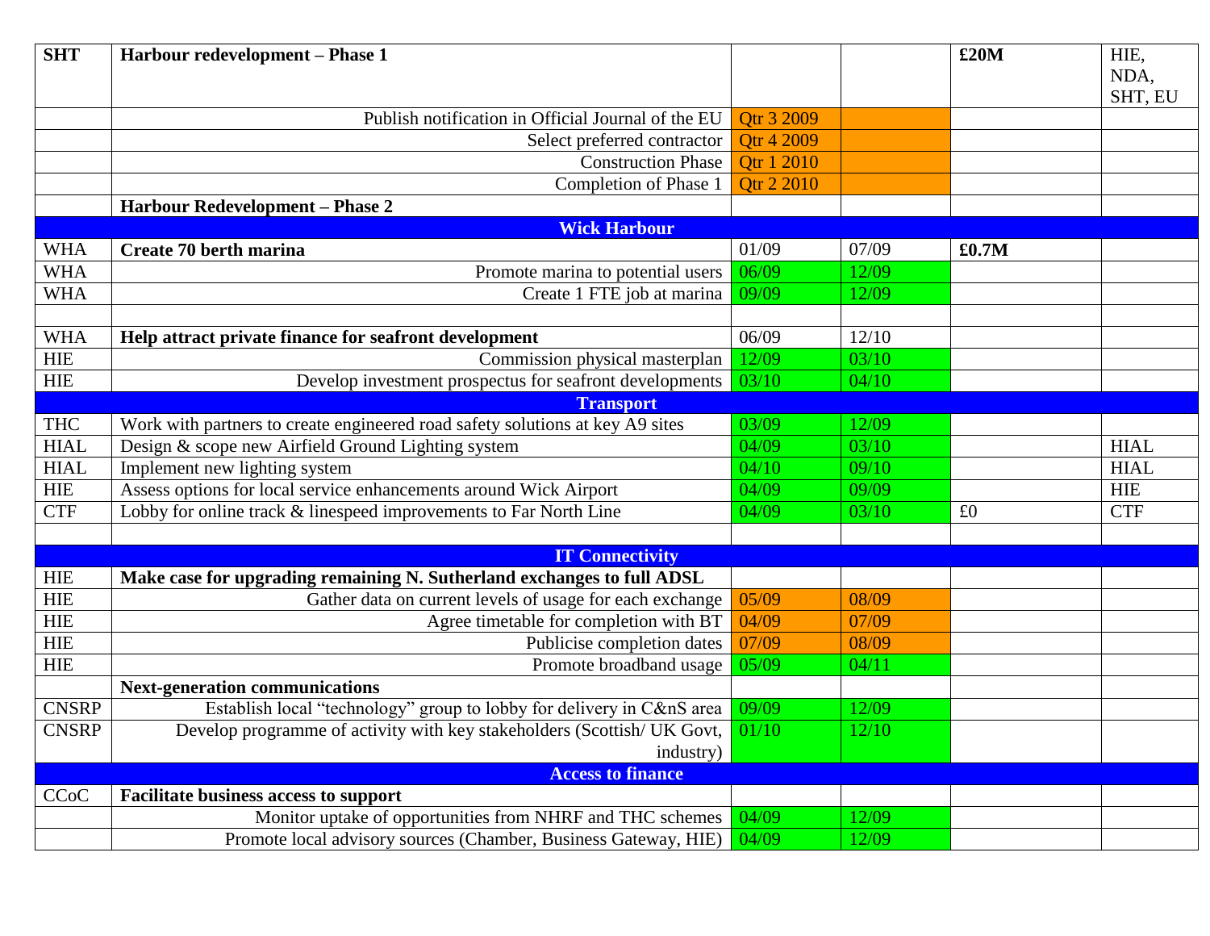| SHT | **Harbour redevelopment – Phase 1** | | | **£20M** | HIE, NDA, SHT, EU |
|---|---|---|---|---|---|
| | Publish notification in Official Journal of the EU | Qtr 3 2009 | | | |
| | Select preferred contractor | Qtr 4 2009 | | | |
| | Construction Phase | Qtr 1 2010 | | | |
| | Completion of Phase 1 | Qtr 2 2010 | | | |
| | **Harbour Redevelopment – Phase 2** | | | | |
| | **Wick Harbour** | | | | |
| WHA | **Create 70 berth marina** | 01/09 | 07/09 | **£0.7M** | |
| WHA | Promote marina to potential users | 06/09 | 12/09 | | |
| WHA | Create 1 FTE job at marina | 09/09 | 12/09 | | |
| | | | | | |
| WHA | **Help attract private finance for seafront development** | 06/09 | 12/10 | | |
| HIE | Commission physical masterplan | 12/09 | 03/10 | | |
| HIE | Develop investment prospectus for seafront developments | 03/10 | 04/10 | | |
| | **Transport** | | | | |
| THC | Work with partners to create engineered road safety solutions at key A9 sites | 03/09 | 12/09 | | |
| HIAL | Design & scope new Airfield Ground Lighting system | 04/09 | 03/10 | | HIAL |
| HIAL | Implement new lighting system | 04/10 | 09/10 | | HIAL |
| HIE | Assess options for local service enhancements around Wick Airport | 04/09 | 09/09 | | HIE |
| CTF | Lobby for online track & linespeed improvements to Far North Line | 04/09 | 03/10 | £0 | CTF |
| | | | | | |
| | **IT Connectivity** | | | | |
| HIE | **Make case for upgrading remaining N. Sutherland exchanges to full ADSL** | | | | |
| HIE | Gather data on current levels of usage for each exchange | 05/09 | 08/09 | | |
| HIE | Agree timetable for completion with BT | 04/09 | 07/09 | | |
| HIE | Publicise completion dates | 07/09 | 08/09 | | |
| HIE | Promote broadband usage | 05/09 | 04/11 | | |
| | **Next-generation communications** | | | | |
| CNSRP | Establish local "technology" group to lobby for delivery in C&nS area | 09/09 | 12/09 | | |
| CNSRP | Develop programme of activity with key stakeholders (Scottish/ UK Govt, industry) | 01/10 | 12/10 | | |
| | **Access to finance** | | | | |
| CCoC | **Facilitate business access to support** | | | | |
| | Monitor uptake of opportunities from NHRF and THC schemes | 04/09 | 12/09 | | |
| | Promote local advisory sources (Chamber, Business Gateway, HIE) | 04/09 | 12/09 | | |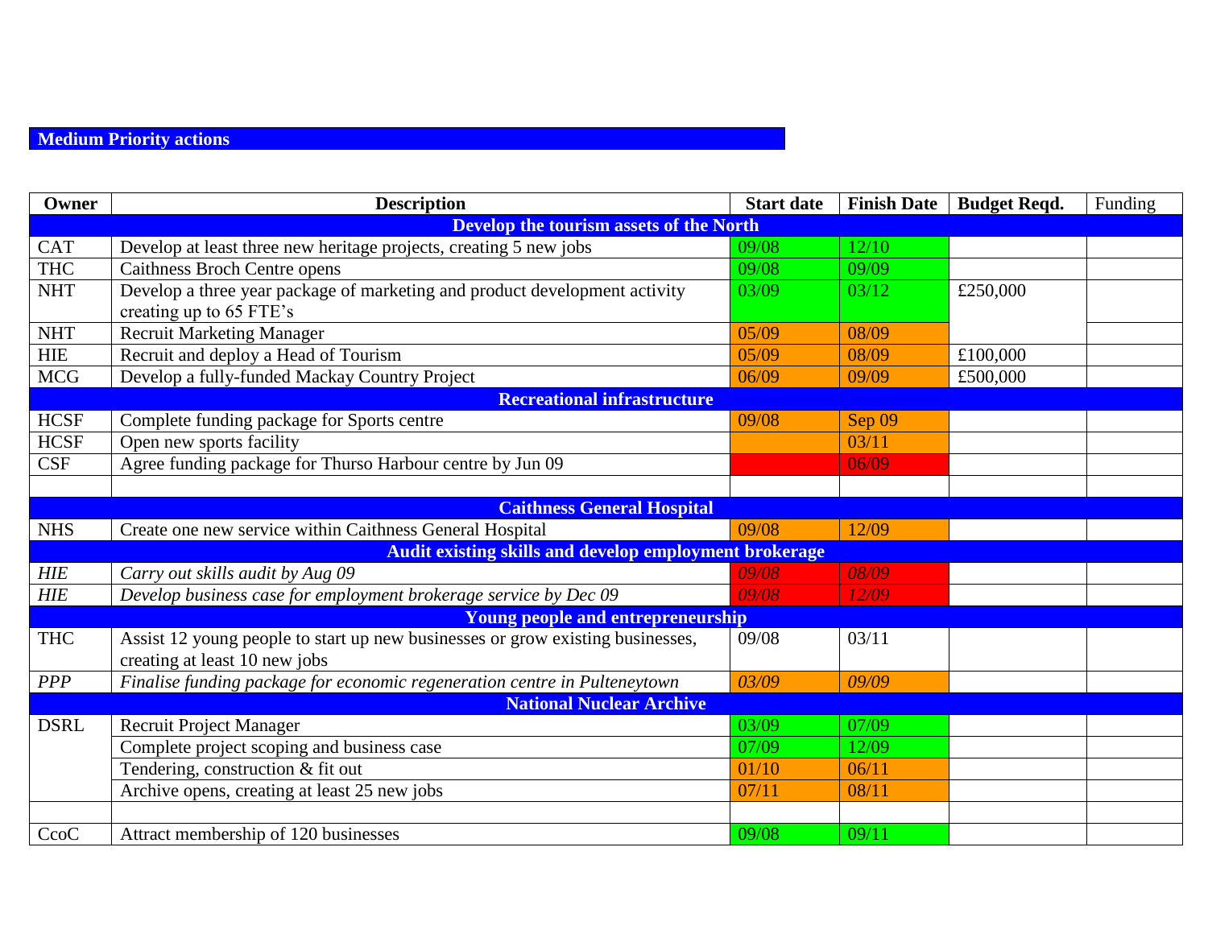## Medium Priority actions

| Owner | Description | Start date | Finish Date | Budget Reqd. | Funding |
|---|---|---|---|---|---|
| | **Develop the tourism assets of the North** | | | | |
| CAT | Develop at least three new heritage projects, creating 5 new jobs | 09/08 | 12/10 | | |
| THC | Caithness Broch Centre opens | 09/08 | 09/09 | | |
| NHT | Develop a three year package of marketing and product development activity creating up to 65 FTE's | 03/09 | 03/12 | £250,000 | |
| NHT | Recruit Marketing Manager | 05/09 | 08/09 | | |
| HIE | Recruit and deploy a Head of Tourism | 05/09 | 08/09 | £100,000 | |
| MCG | Develop a fully-funded Mackay Country Project | 06/09 | 09/09 | £500,000 | |
| | **Recreational infrastructure** | | | | |
| HCSF | Complete funding package for Sports centre | 09/08 | Sep 09 | | |
| HCSF | Open new sports facility | | 03/11 | | |
| CSF | Agree funding package for Thurso Harbour centre by Jun 09 | | 06/09 | | |
| | | | | | |
| | **Caithness General Hospital** | | | | |
| NHS | Create one new service within Caithness General Hospital | 09/08 | 12/09 | | |
| | **Audit existing skills and develop employment brokerage** | | | | |
| *HIE* | *Carry out skills audit by Aug 09* | *09/08* | *08/09* | | |
| *HIE* | *Develop business case for employment brokerage service by Dec 09* | *09/08* | *12/09* | | |
| | **Young people and entrepreneurship** | | | | |
| THC | Assist 12 young people to start up new businesses or grow existing businesses, creating at least 10 new jobs | 09/08 | 03/11 | | |
| *PPP* | *Finalise funding package for economic regeneration centre in Pulteneytown* | *03/09* | *09/09* | | |
| | **National Nuclear Archive** | | | | |
| DSRL | Recruit Project Manager | 03/09 | 07/09 | | |
| | Complete project scoping and business case | 07/09 | 12/09 | | |
| | Tendering, construction & fit out | 01/10 | 06/11 | | |
| | Archive opens, creating at least 25 new jobs | 07/11 | 08/11 | | |
| | | | | | |
| CcoC | Attract membership of 120 businesses | 09/08 | 09/11 | | |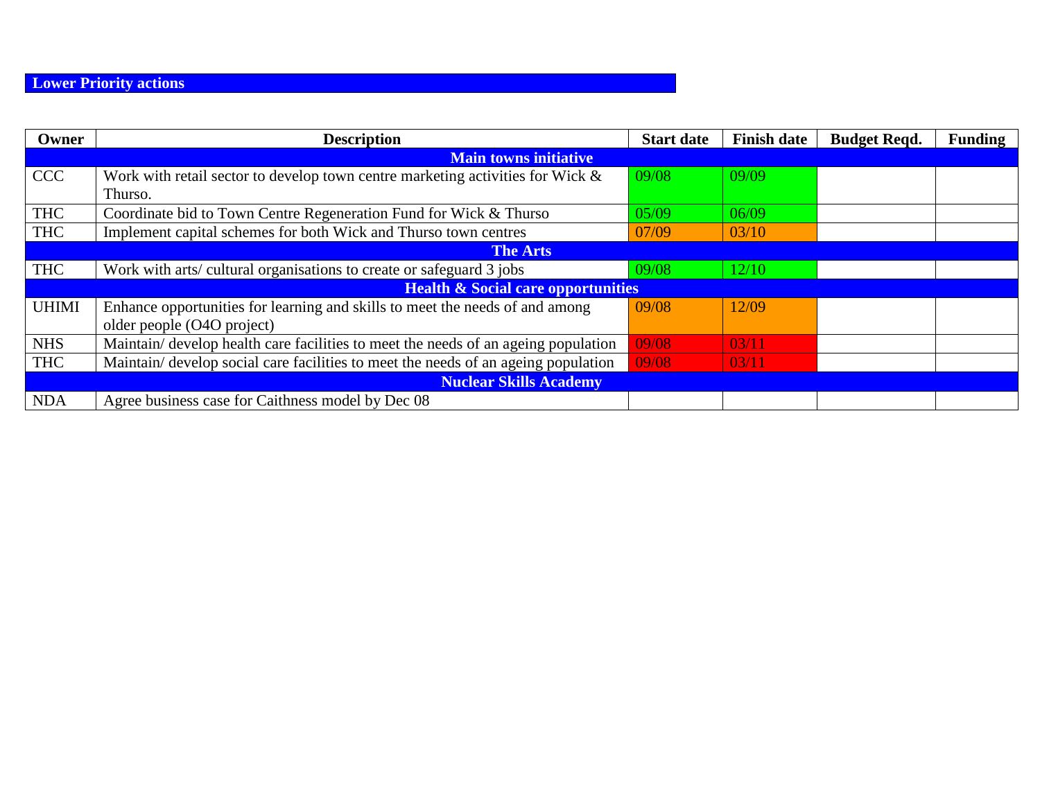## Lower Priority actions

| Owner | Description | Start date | Finish date | Budget Reqd. | Funding |
|---|---|---|---|---|---|
| **Main towns initiative** | | | | | |
| CCC | Work with retail sector to develop town centre marketing activities for Wick & Thurso. | 09/08 | 09/09 | | |
| THC | Coordinate bid to Town Centre Regeneration Fund for Wick & Thurso | 05/09 | 06/09 | | |
| THC | Implement capital schemes for both Wick and Thurso town centres | 07/09 | 03/10 | | |
| **The Arts** | | | | | |
| THC | Work with arts/ cultural organisations to create or safeguard 3 jobs | 09/08 | 12/10 | | |
| **Health & Social care opportunities** | | | | | |
| UHIMI | Enhance opportunities for learning and skills to meet the needs of and among older people (O4O project) | 09/08 | 12/09 | | |
| NHS | Maintain/ develop health care facilities to meet the needs of an ageing population | 09/08 | 03/11 | | |
| THC | Maintain/ develop social care facilities to meet the needs of an ageing population | 09/08 | 03/11 | | |
| **Nuclear Skills Academy** | | | | | |
| NDA | Agree business case for Caithness model by Dec 08 | | | | |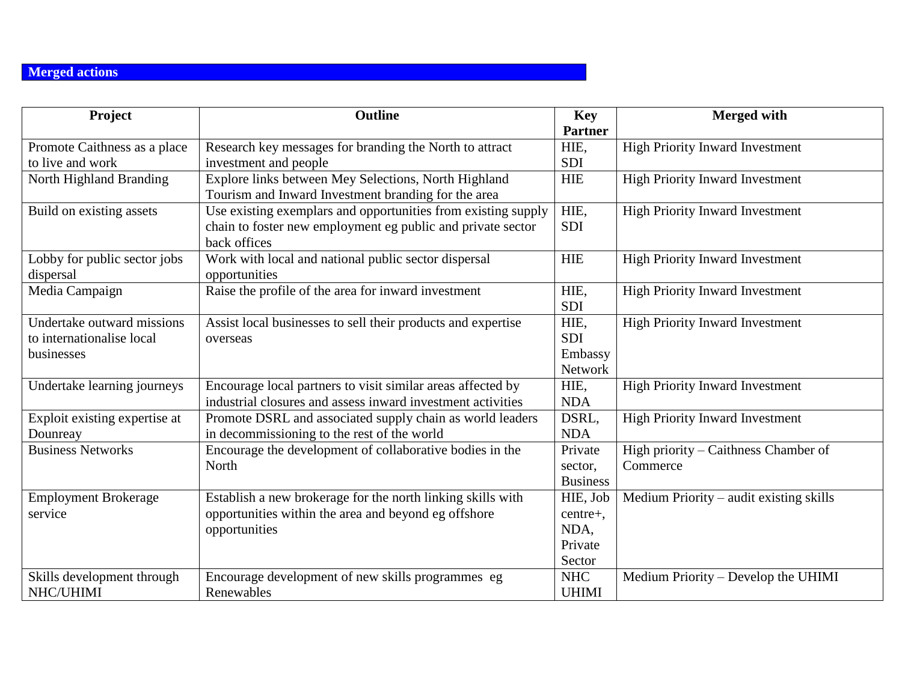## Merged actions

| Project | Outline | Key Partner | Merged with |
|---|---|---|---|
| Promote Caithness as a place to live and work | Research key messages for branding the North to attract investment and people | HIE, SDI | High Priority Inward Investment |
| North Highland Branding | Explore links between Mey Selections, North Highland Tourism and Inward Investment branding for the area | HIE | High Priority Inward Investment |
| Build on existing assets | Use existing exemplars and opportunities from existing supply chain to foster new employment eg public and private sector back offices | HIE, SDI | High Priority Inward Investment |
| Lobby for public sector jobs dispersal | Work with local and national public sector dispersal opportunities | HIE | High Priority Inward Investment |
| Media Campaign | Raise the profile of the area for inward investment | HIE, SDI | High Priority Inward Investment |
| Undertake outward missions to internationalise local businesses | Assist local businesses to sell their products and expertise overseas | HIE, SDI Embassy Network | High Priority Inward Investment |
| Undertake learning journeys | Encourage local partners to visit similar areas affected by industrial closures and assess inward investment activities | HIE, NDA | High Priority Inward Investment |
| Exploit existing expertise at Dounreay | Promote DSRL and associated supply chain as world leaders in decommissioning to the rest of the world | DSRL, NDA | High Priority Inward Investment |
| Business Networks | Encourage the development of collaborative bodies in the North | Private sector, Business | High priority – Caithness Chamber of Commerce |
| Employment Brokerage service | Establish a new brokerage for the north linking skills with opportunities within the area and beyond eg offshore opportunities | HIE, Job centre+, NDA, Private Sector | Medium Priority – audit existing skills |
| Skills development through NHC/UHIMI | Encourage development of new skills programmes eg Renewables | NHC UHIMI | Medium Priority – Develop the UHIMI |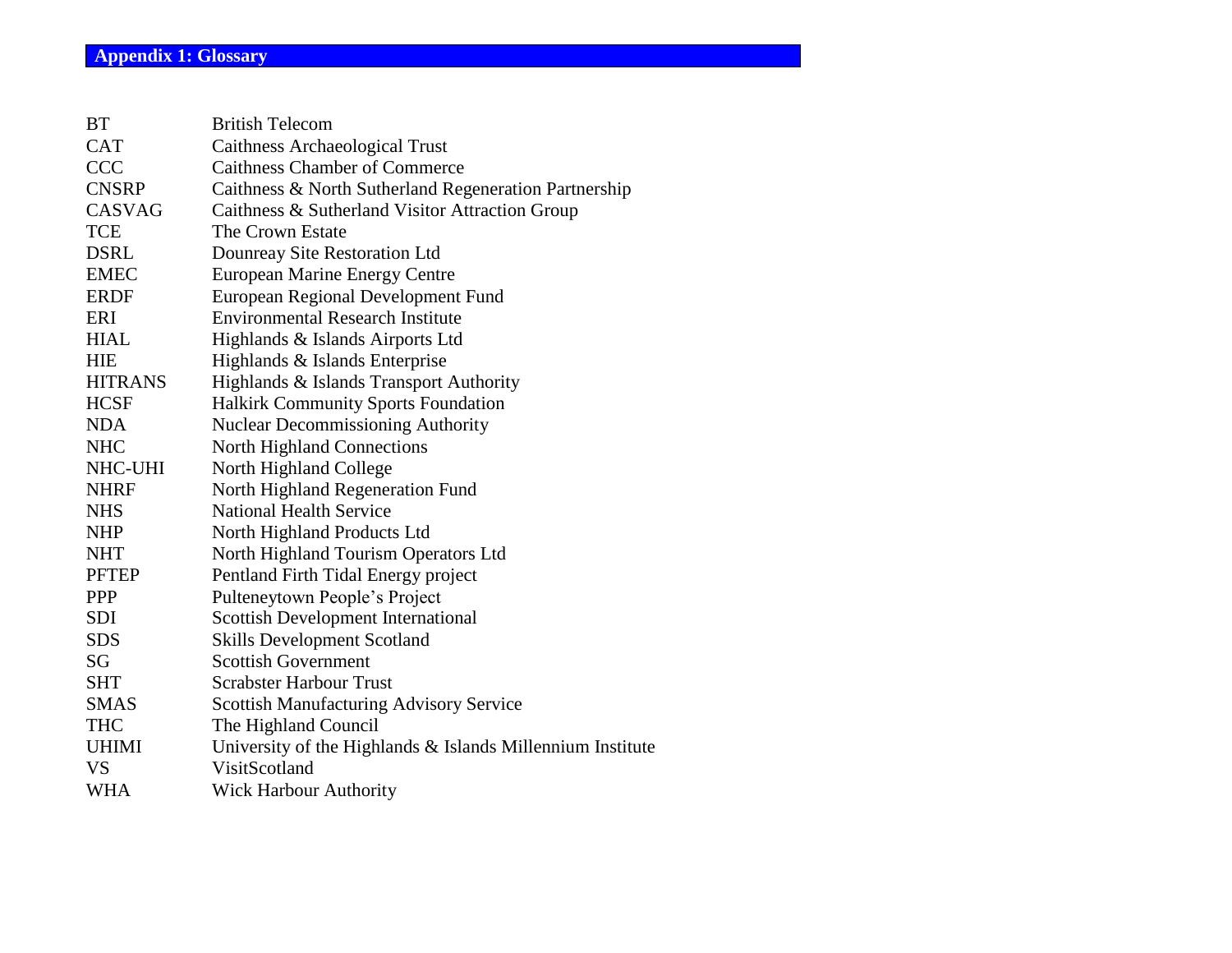## Appendix 1: Glossary

| | |
|---|---|
| BT | British Telecom |
| CAT | Caithness Archaeological Trust |
| CCC | Caithness Chamber of Commerce |
| CNSRP | Caithness & North Sutherland Regeneration Partnership |
| CASVAG | Caithness & Sutherland Visitor Attraction Group |
| TCE | The Crown Estate |
| DSRL | Dounreay Site Restoration Ltd |
| EMEC | European Marine Energy Centre |
| ERDF | European Regional Development Fund |
| ERI | Environmental Research Institute |
| HIAL | Highlands & Islands Airports Ltd |
| HIE | Highlands & Islands Enterprise |
| HITRANS | Highlands & Islands Transport Authority |
| HCSF | Halkirk Community Sports Foundation |
| NDA | Nuclear Decommissioning Authority |
| NHC | North Highland Connections |
| NHC-UHI | North Highland College |
| NHRF | North Highland Regeneration Fund |
| NHS | National Health Service |
| NHP | North Highland Products Ltd |
| NHT | North Highland Tourism Operators Ltd |
| PFTEP | Pentland Firth Tidal Energy project |
| PPP | Pulteneytown People's Project |
| SDI | Scottish Development International |
| SDS | Skills Development Scotland |
| SG | Scottish Government |
| SHT | Scrabster Harbour Trust |
| SMAS | Scottish Manufacturing Advisory Service |
| THC | The Highland Council |
| UHIMI | University of the Highlands & Islands Millennium Institute |
| VS | VisitScotland |
| WHA | Wick Harbour Authority |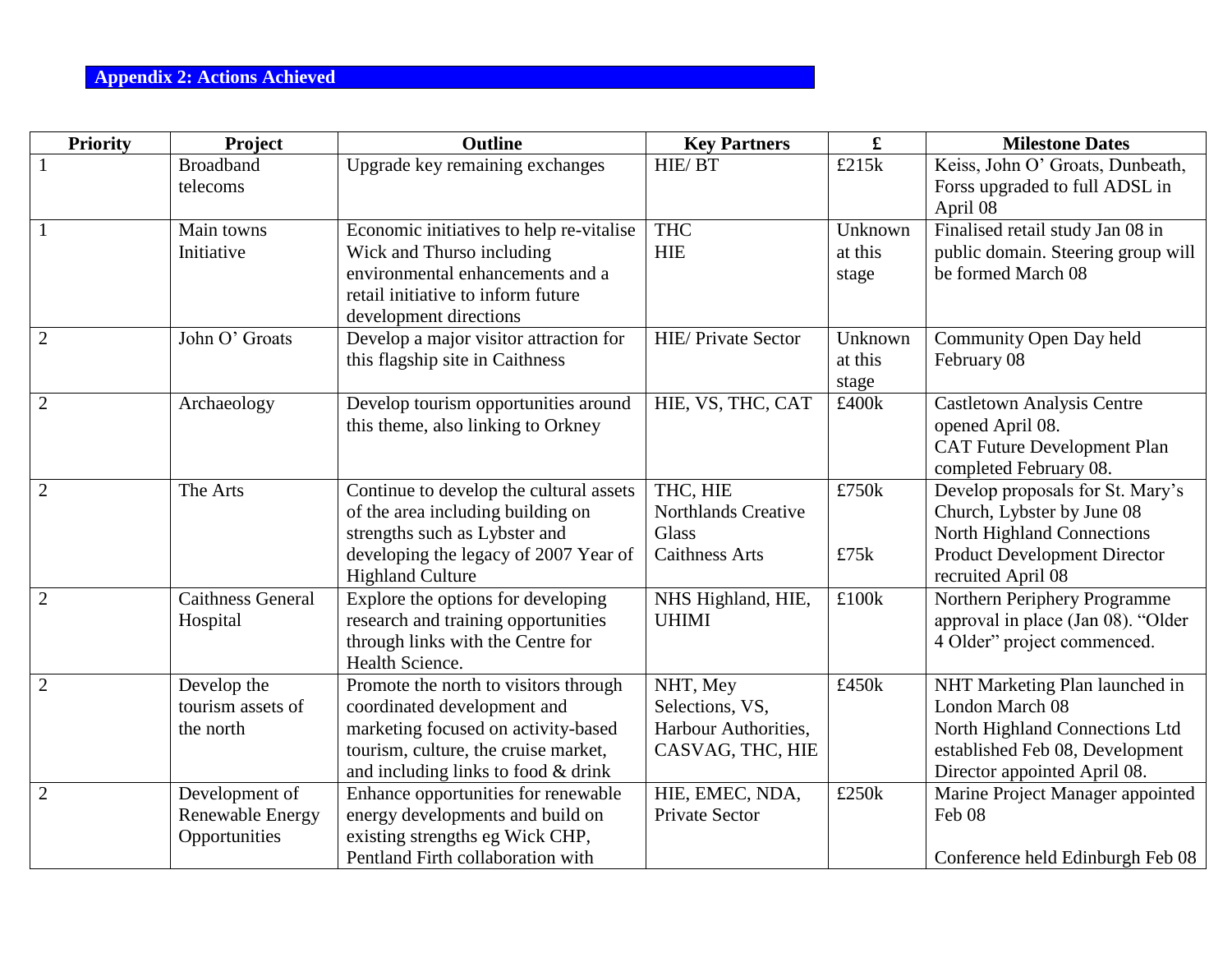## Appendix 2: Actions Achieved

| Priority | Project | Outline | Key Partners | £ | Milestone Dates |
|---|---|---|---|---|---|
| 1 | Broadband telecoms | Upgrade key remaining exchanges | HIE/ BT | £215k | Keiss, John O' Groats, Dunbeath, Forss upgraded to full ADSL in April 08 |
| 1 | Main towns Initiative | Economic initiatives to help re-vitalise Wick and Thurso including environmental enhancements and a retail initiative to inform future development directions | THC<br>HIE | Unknown at this stage | Finalised retail study Jan 08 in public domain. Steering group will be formed March 08 |
| 2 | John O' Groats | Develop a major visitor attraction for this flagship site in Caithness | HIE/ Private Sector | Unknown at this stage | Community Open Day held February 08 |
| 2 | Archaeology | Develop tourism opportunities around this theme, also linking to Orkney | HIE, VS, THC, CAT | £400k | Castletown Analysis Centre opened April 08.<br>CAT Future Development Plan completed February 08. |
| 2 | The Arts | Continue to develop the cultural assets of the area including building on strengths such as Lybster and developing the legacy of 2007 Year of Highland Culture | THC, HIE<br>Northlands Creative Glass<br>Caithness Arts | £750k<br><br>£75k | Develop proposals for St. Mary's Church, Lybster by June 08<br>North Highland Connections Product Development Director recruited April 08 |
| 2 | Caithness General Hospital | Explore the options for developing research and training opportunities through links with the Centre for Health Science. | NHS Highland, HIE, UHIMI | £100k | Northern Periphery Programme approval in place (Jan 08). "Older 4 Older" project commenced. |
| 2 | Develop the tourism assets of the north | Promote the north to visitors through coordinated development and marketing focused on activity-based tourism, culture, the cruise market, and including links to food & drink | NHT, Mey Selections, VS, Harbour Authorities, CASVAG, THC, HIE | £450k | NHT Marketing Plan launched in London March 08<br>North Highland Connections Ltd established Feb 08, Development Director appointed April 08. |
| 2 | Development of Renewable Energy Opportunities | Enhance opportunities for renewable energy developments and build on existing strengths eg Wick CHP, Pentland Firth collaboration with | HIE, EMEC, NDA, Private Sector | £250k | Marine Project Manager appointed Feb 08<br><br>Conference held Edinburgh Feb 08 |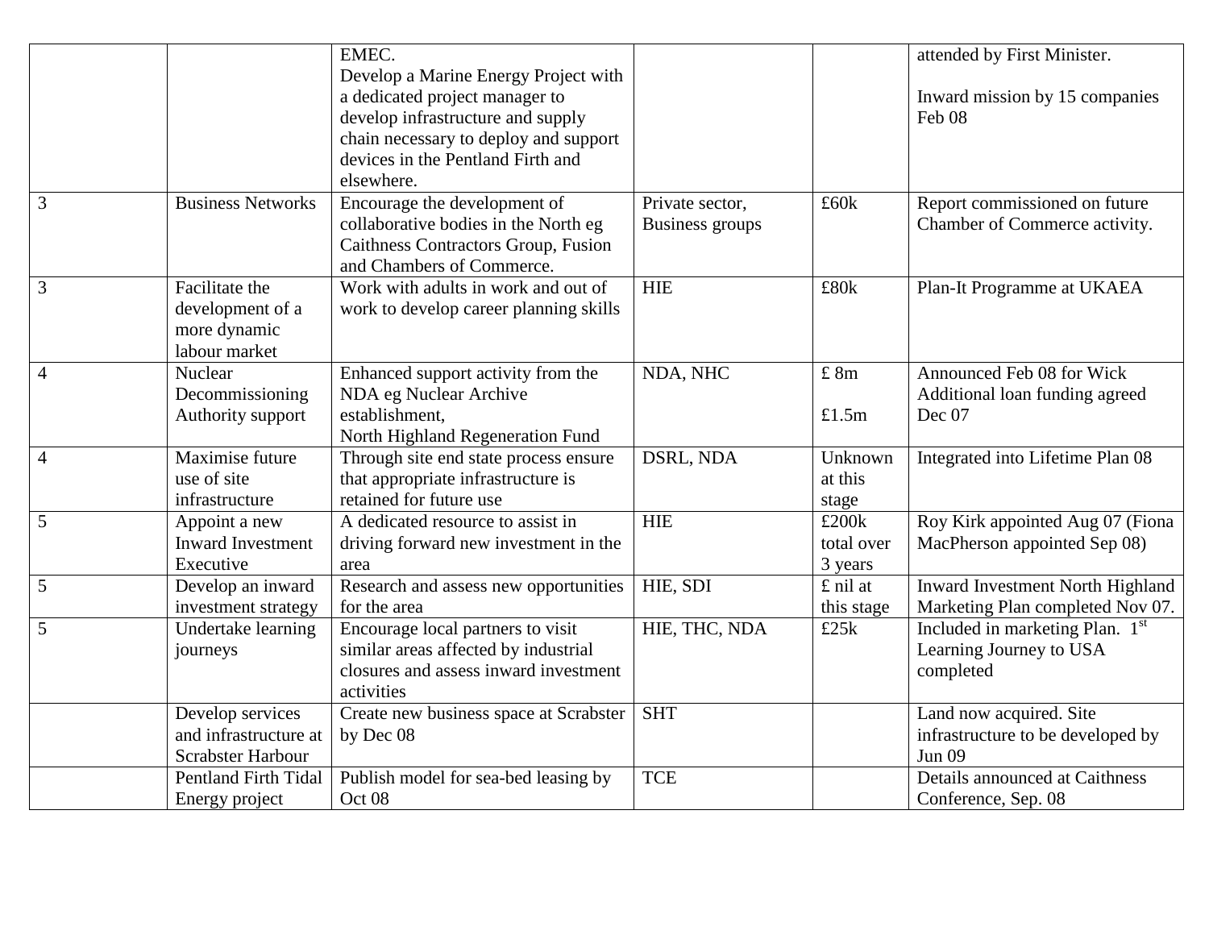| | | | | | |
|---|---|---|---|---|---|
| | | EMEC. Develop a Marine Energy Project with a dedicated project manager to develop infrastructure and supply chain necessary to deploy and support devices in the Pentland Firth and elsewhere. | | | attended by First Minister. Inward mission by 15 companies Feb 08 |
| 3 | Business Networks | Encourage the development of collaborative bodies in the North eg Caithness Contractors Group, Fusion and Chambers of Commerce. | Private sector, Business groups | £60k | Report commissioned on future Chamber of Commerce activity. |
| 3 | Facilitate the development of a more dynamic labour market | Work with adults in work and out of work to develop career planning skills | HIE | £80k | Plan-It Programme at UKAEA |
| 4 | Nuclear Decommissioning Authority support | Enhanced support activity from the NDA eg Nuclear Archive establishment, North Highland Regeneration Fund | NDA, NHC | £ 8m<br><br>£1.5m | Announced Feb 08 for Wick Additional loan funding agreed Dec 07 |
| 4 | Maximise future use of site infrastructure | Through site end state process ensure that appropriate infrastructure is retained for future use | DSRL, NDA | Unknown at this stage | Integrated into Lifetime Plan 08 |
| 5 | Appoint a new Inward Investment Executive | A dedicated resource to assist in driving forward new investment in the area | HIE | £200k total over 3 years | Roy Kirk appointed Aug 07 (Fiona MacPherson appointed Sep 08) |
| 5 | Develop an inward investment strategy | Research and assess new opportunities for the area | HIE, SDI | £ nil at this stage | Inward Investment North Highland Marketing Plan completed Nov 07. |
| 5 | Undertake learning journeys | Encourage local partners to visit similar areas affected by industrial closures and assess inward investment activities | HIE, THC, NDA | £25k | Included in marketing Plan. 1st Learning Journey to USA completed |
| | Develop services and infrastructure at Scrabster Harbour | Create new business space at Scrabster by Dec 08 | SHT | | Land now acquired. Site infrastructure to be developed by Jun 09 |
| | Pentland Firth Tidal Energy project | Publish model for sea-bed leasing by Oct 08 | TCE | | Details announced at Caithness Conference, Sep. 08 |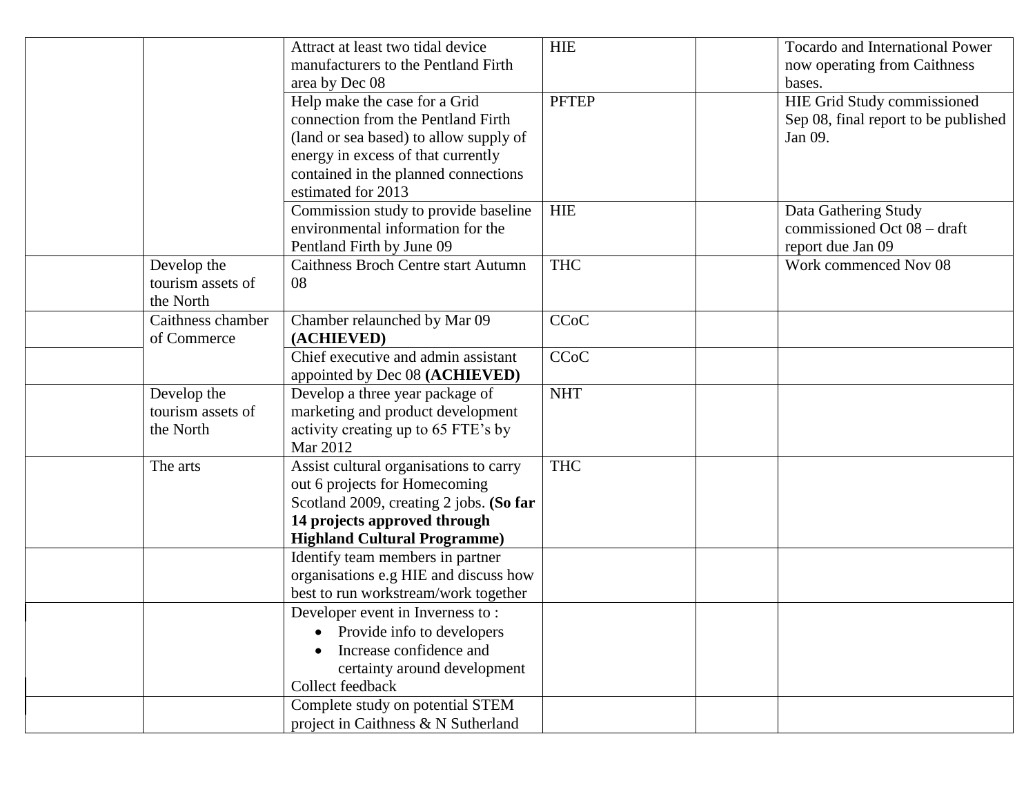| | | | | | |
|---|---|---|---|---|---|
| | | Attract at least two tidal device manufacturers to the Pentland Firth area by Dec 08 | HIE | | Tocardo and International Power now operating from Caithness bases. |
| | | Help make the case for a Grid connection from the Pentland Firth (land or sea based) to allow supply of energy in excess of that currently contained in the planned connections estimated for 2013 | PFTEP | | HIE Grid Study commissioned Sep 08, final report to be published Jan 09. |
| | | Commission study to provide baseline environmental information for the Pentland Firth by June 09 | HIE | | Data Gathering Study commissioned Oct 08 – draft report due Jan 09 |
| | Develop the tourism assets of the North | Caithness Broch Centre start Autumn 08 | THC | | Work commenced Nov 08 |
| | Caithness chamber of Commerce | Chamber relaunched by Mar 09 **(ACHIEVED)** | CCoC | | |
| | | Chief executive and admin assistant appointed by Dec 08 **(ACHIEVED)** | CCoC | | |
| | Develop the tourism assets of the North | Develop a three year package of marketing and product development activity creating up to 65 FTE's by Mar 2012 | NHT | | |
| | The arts | Assist cultural organisations to carry out 6 projects for Homecoming Scotland 2009, creating 2 jobs. **(So far 14 projects approved through Highland Cultural Programme)** | THC | | |
| | | Identify team members in partner organisations e.g HIE and discuss how best to run workstream/work together | | | |
| | | Developer event in Inverness to :<br>• Provide info to developers<br>• Increase confidence and certainty around development<br>Collect feedback | | | |
| | | Complete study on potential STEM project in Caithness & N Sutherland | | | |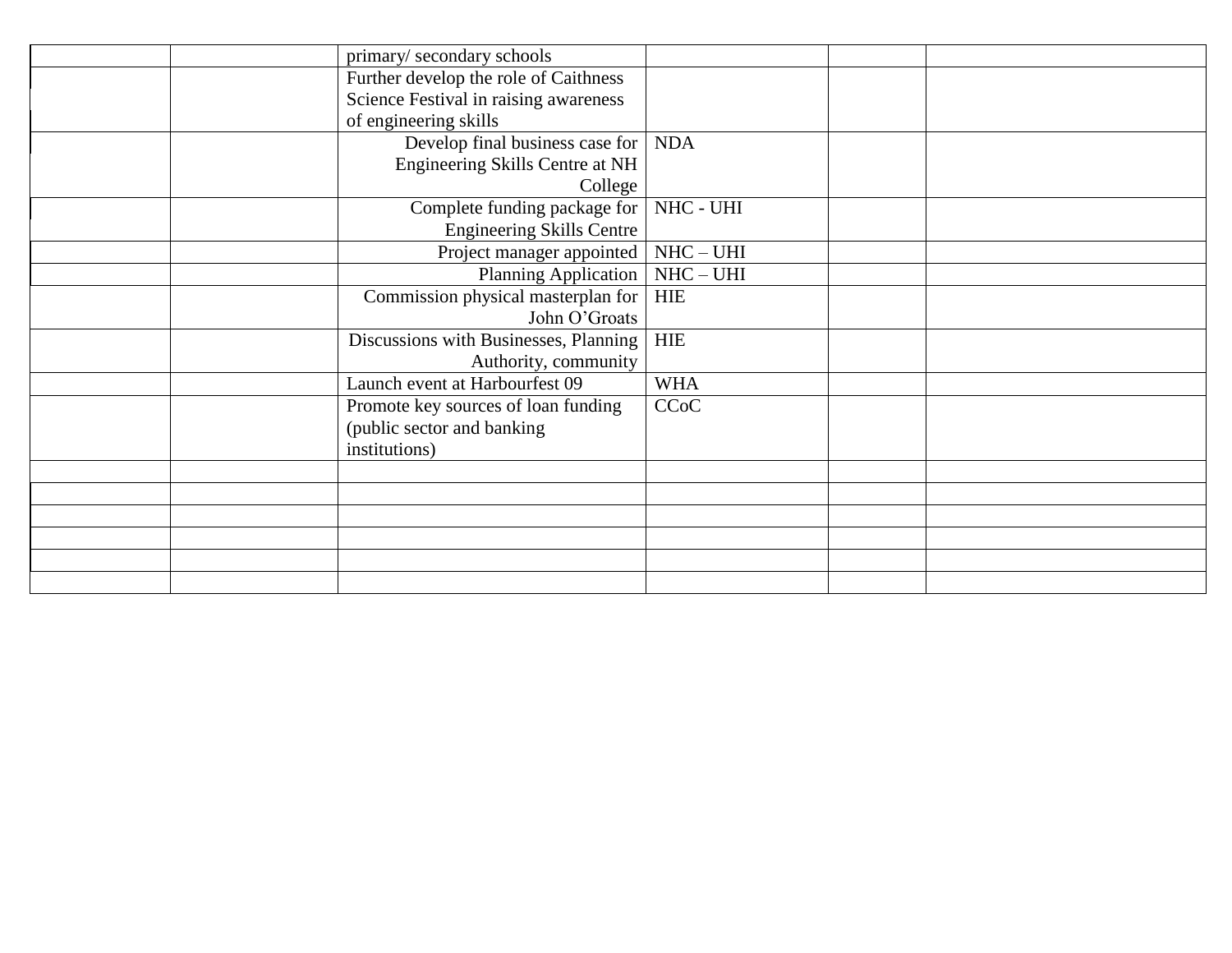| | | | | | |
|---|---|---|---|---|---|
| | | primary/ secondary schools | | | |
| | | Further develop the role of Caithness Science Festival in raising awareness of engineering skills | | | |
| | | Develop final business case for Engineering Skills Centre at NH College | NDA | | |
| | | Complete funding package for Engineering Skills Centre | NHC - UHI | | |
| | | Project manager appointed | NHC – UHI | | |
| | | Planning Application | NHC – UHI | | |
| | | Commission physical masterplan for John O'Groats | HIE | | |
| | | Discussions with Businesses, Planning Authority, community | HIE | | |
| | | Launch event at Harbourfest 09 | WHA | | |
| | | Promote key sources of loan funding (public sector and banking institutions) | CCoC | | |
| | | | | | |
| | | | | | |
| | | | | | |
| | | | | | |
| | | | | | |
| | | | | | |